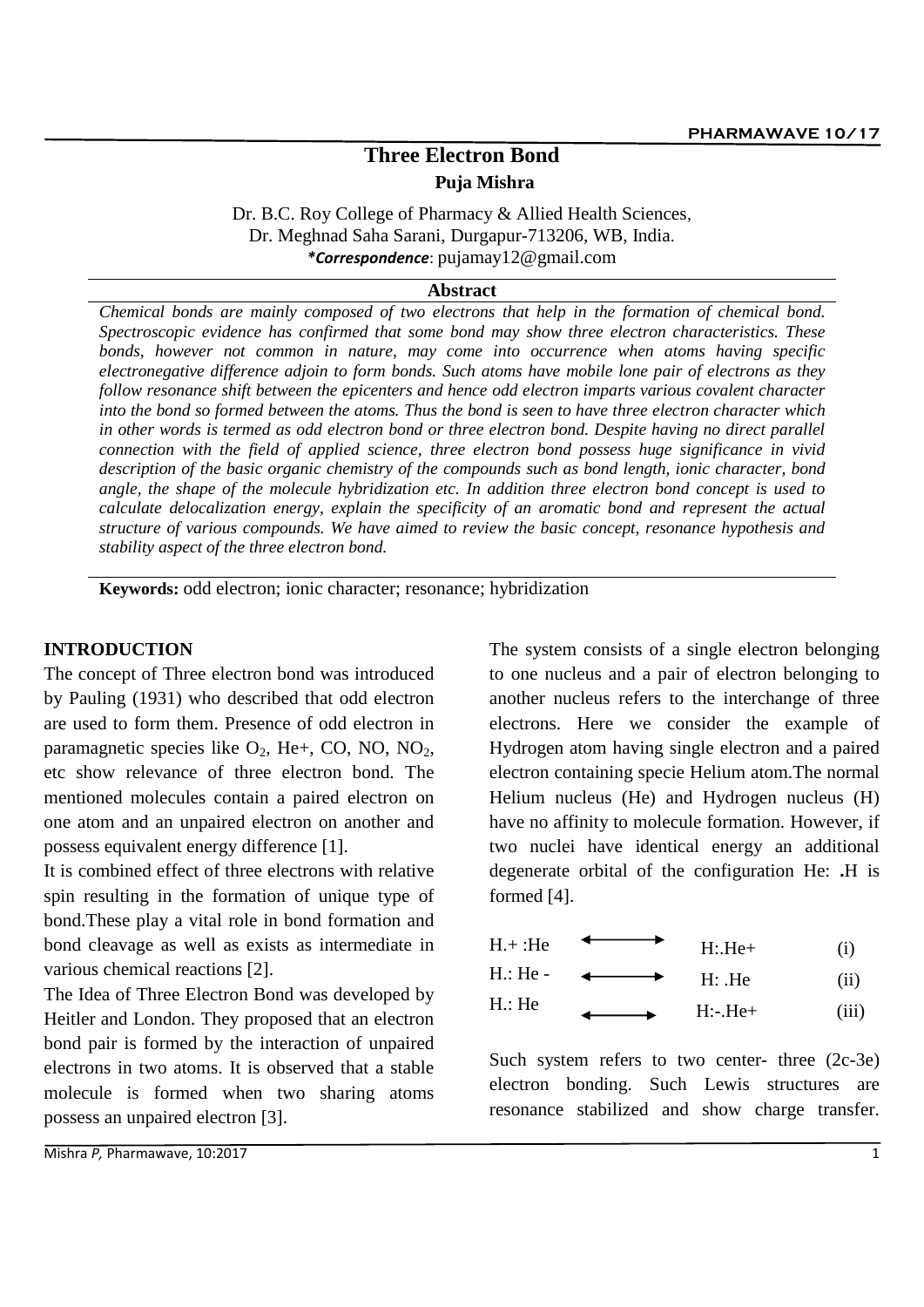# Three Electron Bond

**Puja Mishra**

Dr. B.C. Roy College of Pharmacy & Allied Health Sciences, Dr. Meghnad Saha Sarani, Durgapur-713206, WB, India.

***Correspondence***: pujamay12@gmail.com

## Abstract

*Chemical bonds are mainly composed of two electrons that help in the formation of chemical bond. Spectroscopic evidence has confirmed that some bond may show three electron characteristics. These bonds, however not common in nature, may come into occurrence when atoms having specific electronegative difference adjoin to form bonds. Such atoms have mobile lone pair of electrons as they follow resonance shift between the epicenters and hence odd electron imparts various covalent character into the bond so formed between the atoms. Thus the bond is seen to have three electron character which in other words is termed as odd electron bond or three electron bond. Despite having no direct parallel connection with the field of applied science, three electron bond possess huge significance in vivid description of the basic organic chemistry of the compounds such as bond length, ionic character, bond angle, the shape of the molecule hybridization etc. In addition three electron bond concept is used to calculate delocalization energy, explain the specificity of an aromatic bond and represent the actual structure of various compounds. We have aimed to review the basic concept, resonance hypothesis and stability aspect of the three electron bond.*

**Keywords:** odd electron; ionic character; resonance; hybridization

## INTRODUCTION

The concept of Three electron bond was introduced by Pauling (1931) who described that odd electron are used to form them. Presence of odd electron in paramagnetic species like $O_2$, He+, CO, NO, $NO_2$, etc show relevance of three electron bond. The mentioned molecules contain a paired electron on one atom and an unpaired electron on another and possess equivalent energy difference [1].

It is combined effect of three electrons with relative spin resulting in the formation of unique type of bond.These play a vital role in bond formation and bond cleavage as well as exists as intermediate in various chemical reactions [2].

The Idea of Three Electron Bond was developed by Heitler and London. They proposed that an electron bond pair is formed by the interaction of unpaired electrons in two atoms. It is observed that a stable molecule is formed when two sharing atoms possess an unpaired electron [3].

The system consists of a single electron belonging to one nucleus and a pair of electron belonging to another nucleus refers to the interchange of three electrons. Here we consider the example of Hydrogen atom having single electron and a paired electron containing specie Helium atom.The normal Helium nucleus (He) and Hydrogen nucleus (H) have no affinity to molecule formation. However, if two nuclei have identical energy an additional degenerate orbital of the configuration He: **.**H is formed [4].

| | | | |
|---|---|---|---|
| H.+ :He | ⟷ | H:.He+ | (i) |
| H.: He - | ⟷ | H: .He | (ii) |
| H.: He | ⟷ | H:-.He+ | (iii) |

Such system refers to two center- three (2c-3e) electron bonding. Such Lewis structures are resonance stabilized and show charge transfer.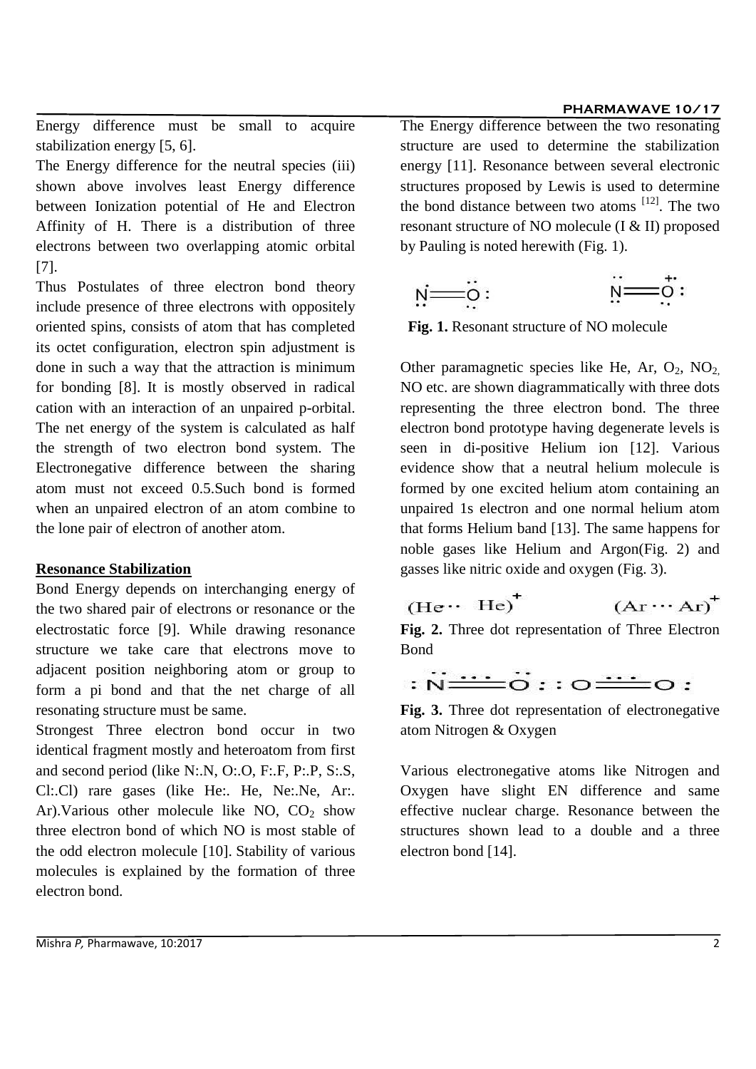Energy difference must be small to acquire stabilization energy [5, 6].

The Energy difference for the neutral species (iii) shown above involves least Energy difference between Ionization potential of He and Electron Affinity of H. There is a distribution of three electrons between two overlapping atomic orbital [7].

Thus Postulates of three electron bond theory include presence of three electrons with oppositely oriented spins, consists of atom that has completed its octet configuration, electron spin adjustment is done in such a way that the attraction is minimum for bonding [8]. It is mostly observed in radical cation with an interaction of an unpaired p-orbital. The net energy of the system is calculated as half the strength of two electron bond system. The Electronegative difference between the sharing atom must not exceed 0.5.Such bond is formed when an unpaired electron of an atom combine to the lone pair of electron of another atom.

## **Resonance Stabilization**

Bond Energy depends on interchanging energy of the two shared pair of electrons or resonance or the electrostatic force [9]. While drawing resonance structure we take care that electrons move to adjacent position neighboring atom or group to form a pi bond and that the net charge of all resonating structure must be same.

Strongest Three electron bond occur in two identical fragment mostly and heteroatom from first and second period (like N:.N, O:.O, F:.F, P:.P, S:.S, Cl:.Cl) rare gases (like He:. He, Ne:.Ne, Ar:. Ar).Various other molecule like NO, $CO_2$ show three electron bond of which NO is most stable of the odd electron molecule [10]. Stability of various molecules is explained by the formation of three electron bond.

The Energy difference between the two resonating structure are used to determine the stabilization energy [11]. Resonance between several electronic structures proposed by Lewis is used to determine the bond distance between two atoms [12]. The two resonant structure of NO molecule (I & II) proposed by Pauling is noted herewith (Fig. 1).

**Fig. 1.** Resonant structure of NO molecule

Other paramagnetic species like He, Ar, $O_2$, $NO_2$, NO etc. are shown diagrammatically with three dots representing the three electron bond. The three electron bond prototype having degenerate levels is seen in di-positive Helium ion [12]. Various evidence show that a neutral helium molecule is formed by one excited helium atom containing an unpaired 1s electron and one normal helium atom that forms Helium band [13]. The same happens for noble gases like Helium and Argon(Fig. 2) and gasses like nitric oxide and oxygen (Fig. 3).

$(He\cdot\cdot\ He)^+$ $\quad$ $(Ar\cdots Ar)^+$

**Fig. 2.** Three dot representation of Three Electron Bond

**Fig. 3.** Three dot representation of electronegative atom Nitrogen & Oxygen

Various electronegative atoms like Nitrogen and Oxygen have slight EN difference and same effective nuclear charge. Resonance between the structures shown lead to a double and a three electron bond [14].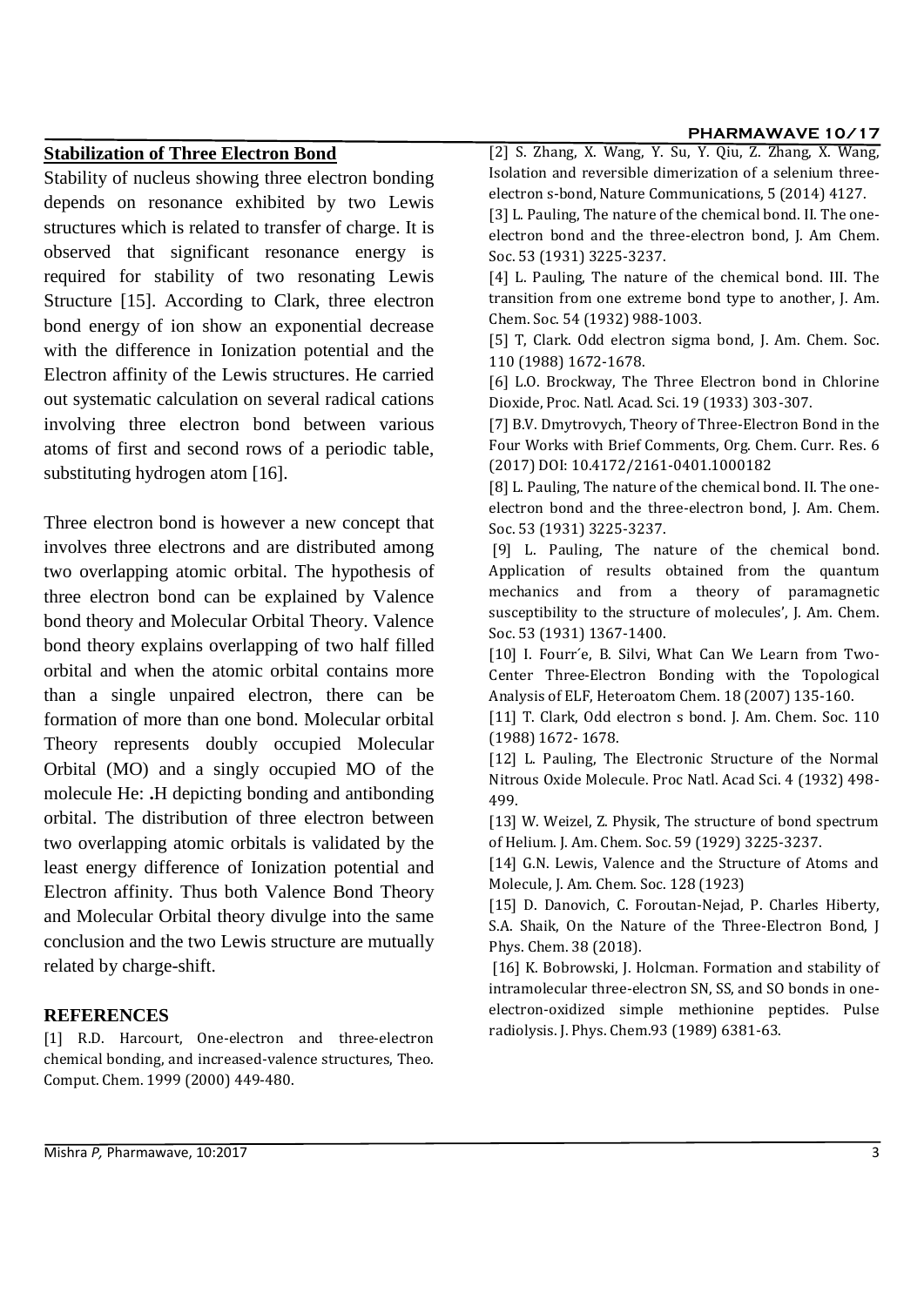## Stabilization of Three Electron Bond

Stability of nucleus showing three electron bonding depends on resonance exhibited by two Lewis structures which is related to transfer of charge. It is observed that significant resonance energy is required for stability of two resonating Lewis Structure [15]. According to Clark, three electron bond energy of ion show an exponential decrease with the difference in Ionization potential and the Electron affinity of the Lewis structures. He carried out systematic calculation on several radical cations involving three electron bond between various atoms of first and second rows of a periodic table, substituting hydrogen atom [16].

Three electron bond is however a new concept that involves three electrons and are distributed among two overlapping atomic orbital. The hypothesis of three electron bond can be explained by Valence bond theory and Molecular Orbital Theory. Valence bond theory explains overlapping of two half filled orbital and when the atomic orbital contains more than a single unpaired electron, there can be formation of more than one bond. Molecular orbital Theory represents doubly occupied Molecular Orbital (MO) and a singly occupied MO of the molecule He: **.**H depicting bonding and antibonding orbital. The distribution of three electron between two overlapping atomic orbitals is validated by the least energy difference of Ionization potential and Electron affinity. Thus both Valence Bond Theory and Molecular Orbital theory divulge into the same conclusion and the two Lewis structure are mutually related by charge-shift.

## REFERENCES

[1] R.D. Harcourt, One-electron and three-electron chemical bonding, and increased-valence structures, Theo. Comput. Chem. 1999 (2000) 449-480.

[2] S. Zhang, X. Wang, Y. Su, Y. Qiu, Z. Zhang, X. Wang, Isolation and reversible dimerization of a selenium three-electron s-bond, Nature Communications, 5 (2014) 4127.

[3] L. Pauling, The nature of the chemical bond. II. The one-electron bond and the three-electron bond, J. Am Chem. Soc. 53 (1931) 3225-3237.

[4] L. Pauling, The nature of the chemical bond. III. The transition from one extreme bond type to another, J. Am. Chem. Soc. 54 (1932) 988-1003.

[5] T, Clark. Odd electron sigma bond, J. Am. Chem. Soc. 110 (1988) 1672-1678.

[6] L.O. Brockway, The Three Electron bond in Chlorine Dioxide, Proc. Natl. Acad. Sci. 19 (1933) 303-307.

[7] B.V. Dmytrovych, Theory of Three-Electron Bond in the Four Works with Brief Comments, Org. Chem. Curr. Res. 6 (2017) DOI: 10.4172/2161-0401.1000182

[8] L. Pauling, The nature of the chemical bond. II. The one-electron bond and the three-electron bond, J. Am. Chem. Soc. 53 (1931) 3225-3237.

[9] L. Pauling, The nature of the chemical bond. Application of results obtained from the quantum mechanics and from a theory of paramagnetic susceptibility to the structure of molecules', J. Am. Chem. Soc. 53 (1931) 1367-1400.

[10] I. Fourr´e, B. Silvi, What Can We Learn from Two-Center Three-Electron Bonding with the Topological Analysis of ELF, Heteroatom Chem. 18 (2007) 135-160.

[11] T. Clark, Odd electron s bond. J. Am. Chem. Soc. 110 (1988) 1672- 1678.

[12] L. Pauling, The Electronic Structure of the Normal Nitrous Oxide Molecule. Proc Natl. Acad Sci. 4 (1932) 498-499.

[13] W. Weizel, Z. Physik, The structure of bond spectrum of Helium. J. Am. Chem. Soc. 59 (1929) 3225-3237.

[14] G.N. Lewis, Valence and the Structure of Atoms and Molecule, J. Am. Chem. Soc. 128 (1923)

[15] D. Danovich, C. Foroutan-Nejad, P. Charles Hiberty, S.A. Shaik, On the Nature of the Three-Electron Bond, J Phys. Chem. 38 (2018).

[16] K. Bobrowski, J. Holcman. Formation and stability of intramolecular three-electron SN, SS, and SO bonds in one-electron-oxidized simple methionine peptides. Pulse radiolysis. J. Phys. Chem.93 (1989) 6381-63.